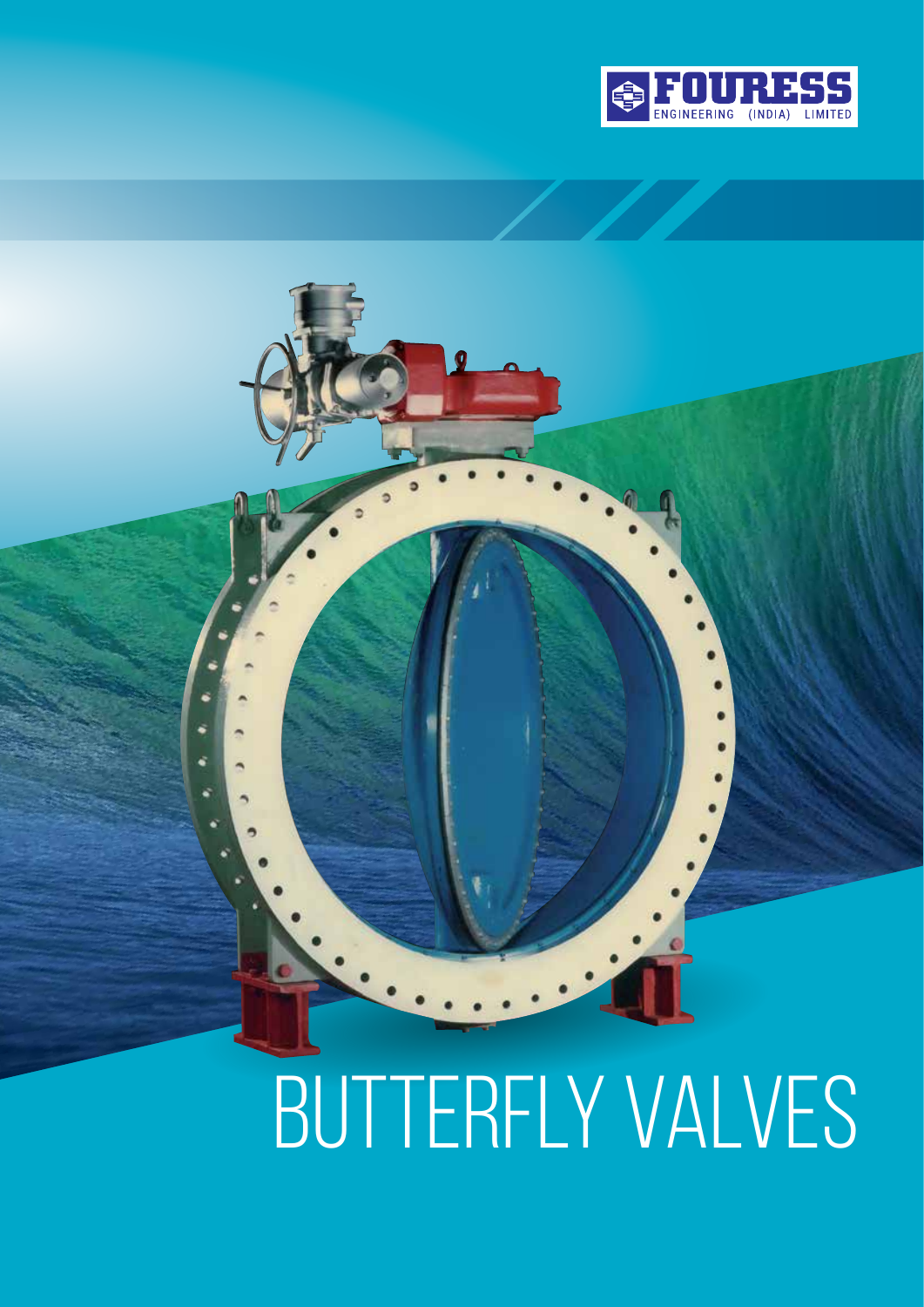FOURESS ENGINEERING (INDIA) LIMITED

# BUTTERFLY VALVES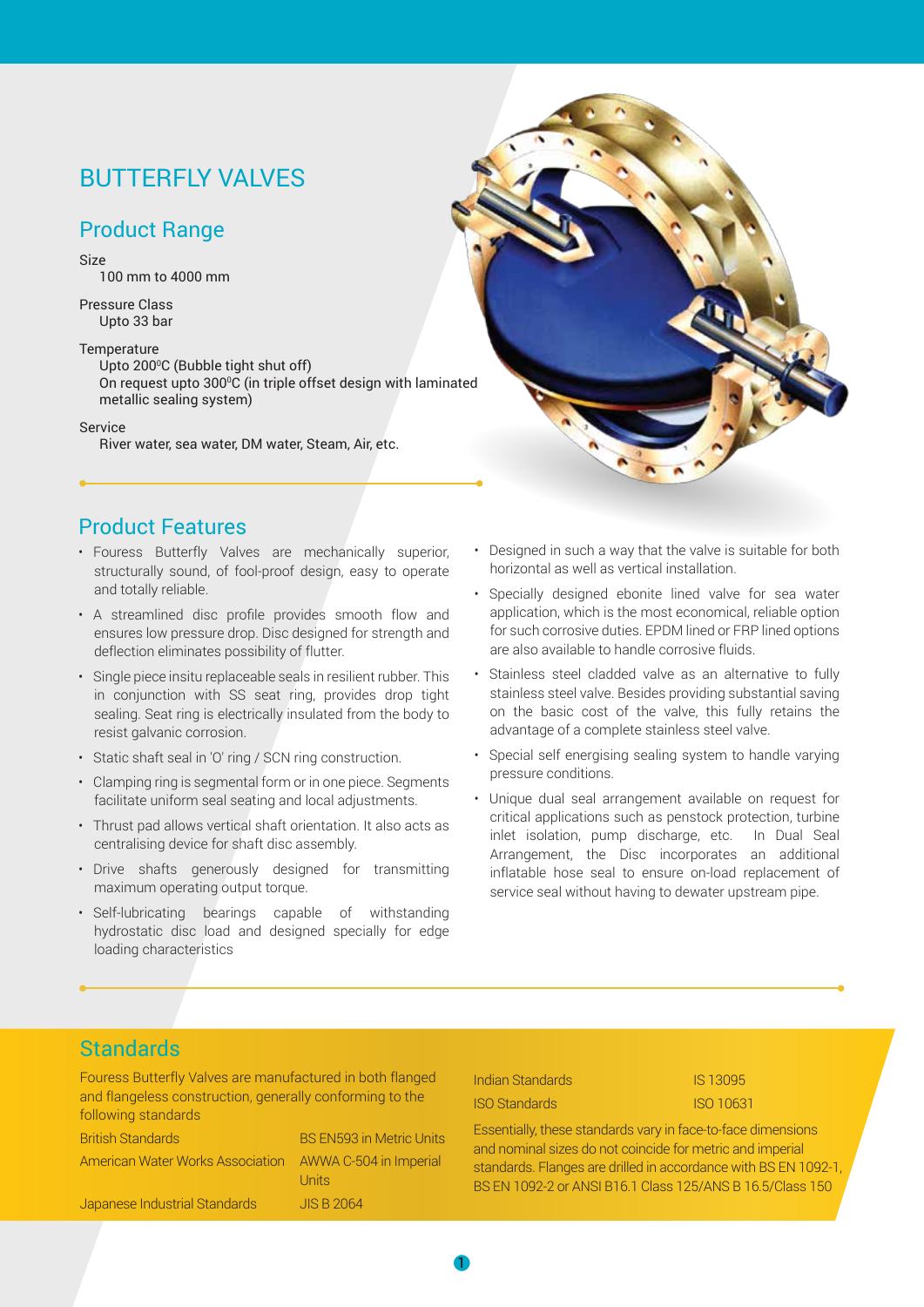# BUTTERFLY VALVES

## Product Range

Size
100 mm to 4000 mm

Pressure Class
Upto 33 bar

Temperature
Upto 200$^0$C (Bubble tight shut off)
On request upto 300$^0$C (in triple offset design with laminated metallic sealing system)

Service
River water, sea water, DM water, Steam, Air, etc.

## Product Features

- Fouress Butterfly Valves are mechanically superior, structurally sound, of fool-proof design, easy to operate and totally reliable.
- A streamlined disc profile provides smooth flow and ensures low pressure drop. Disc designed for strength and deflection eliminates possibility of flutter.
- Single piece insitu replaceable seals in resilient rubber. This in conjunction with SS seat ring, provides drop tight sealing. Seat ring is electrically insulated from the body to resist galvanic corrosion.
- Static shaft seal in 'O' ring / SCN ring construction.
- Clamping ring is segmental form or in one piece. Segments facilitate uniform seal seating and local adjustments.
- Thrust pad allows vertical shaft orientation. It also acts as centralising device for shaft disc assembly.
- Drive shafts generously designed for transmitting maximum operating output torque.
- Self-lubricating bearings capable of withstanding hydrostatic disc load and designed specially for edge loading characteristics
- Designed in such a way that the valve is suitable for both horizontal as well as vertical installation.
- Specially designed ebonite lined valve for sea water application, which is the most economical, reliable option for such corrosive duties. EPDM lined or FRP lined options are also available to handle corrosive fluids.
- Stainless steel cladded valve as an alternative to fully stainless steel valve. Besides providing substantial saving on the basic cost of the valve, this fully retains the advantage of a complete stainless steel valve.
- Special self energising sealing system to handle varying pressure conditions.
- Unique dual seal arrangement available on request for critical applications such as penstock protection, turbine inlet isolation, pump discharge, etc. In Dual Seal Arrangement, the Disc incorporates an additional inflatable hose seal to ensure on-load replacement of service seal without having to dewater upstream pipe.

## Standards

Fouress Butterfly Valves are manufactured in both flanged and flangeless construction, generally conforming to the following standards

| Standard | Reference |
|---|---|
| British Standards | BS EN593 in Metric Units |
| American Water Works Association | AWWA C-504 in Imperial Units |
| Japanese Industrial Standards | JIS B 2064 |
| Indian Standards | IS 13095 |
| ISO Standards | ISO 10631 |

Essentially, these standards vary in face-to-face dimensions and nominal sizes do not coincide for metric and imperial standards. Flanges are drilled in accordance with BS EN 1092-1, BS EN 1092-2 or ANSI B16.1 Class 125/ANS B 16.5/Class 150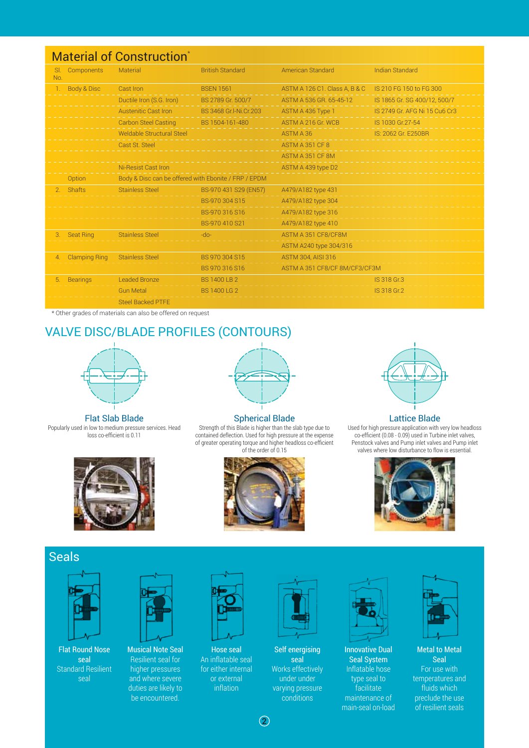## Material of Construction*

| Sl. No. | Components | Material | British Standard | American Standard | Indian Standard |
|---|---|---|---|---|---|
| 1. | Body & Disc | Cast Iron | BSEN 1561 | ASTM A 126 C1. Class A, B & C | IS 210 FG 150 to FG 300 |
| | | Ductile Iron (S.G. Iron) | BS 2789 Gr. 500/7 | ASTM A 536 GR. 65-45-12 | IS 1865 Gr. SG 400/12, 500/7 |
| | | Austenitic Cast Iron | BS 3468 Gr.I-Ni.Cr.203 | ASTM A 436 Type 1 | IS 2749 Gr. AFG Ni 15 Cu6 Cr3 |
| | | Carbon Steel Casting | BS 1504-161-480 | ASTM A 216 Gr. WCB | IS 1030 Gr.27-54 |
| | | Weldable Structural Steel | | ASTM A 36 | IS: 2062 Gr. E250BR |
| | | Cast St. Steel | | ASTM A 351 CF 8 | |
| | | | | ASTM A 351 CF 8M | |
| | | Ni-Resist Cast Iron | | ASTM A 439 type D2 | |
| | Option | Body & Disc can be offered with Ebonite / FRP / EPDM | | | |
| 2. | Shafts | Stainless Steel | BS-970 431 S29 (EN57) | A479/A182 type 431 | |
| | | | BS-970 304 S15 | A479/A182 type 304 | |
| | | | BS-970 316 S16 | A479/A182 type 316 | |
| | | | BS-970 410 S21 | A479/A182 type 410 | |
| 3. | Seat Ring | Stainless Steel | -do- | ASTM A 351 CF8/CF8M | |
| | | | | ASTM A240 type 304/316 | |
| 4. | Clamping Ring | Stainless Steel | BS 970 304 S15 | ASTM 304, AISI 316 | |
| | | | BS 970 316 S16 | ASTM A 351 CF8/CF 8M/CF3/CF3M | |
| 5. | Bearings | Leaded Bronze | BS 1400 LB 2 | | IS 318 Gr.3 |
| | | Gun Metal | BS 1400 LG 2 | | IS 318 Gr.2 |
| | | Steel Backed PTFE | | | |

\* Other grades of materials can also be offered on request

## VALVE DISC/BLADE PROFILES (CONTOURS)

### Flat Slab Blade

Popularly used in low to medium pressure services. Head loss co-efficient is 0.11

### Spherical Blade

Strength of this Blade is higher than the slab type due to contained deflection. Used for high pressure at the expense of greater operating torque and higher headloss co-efficient of the order of 0.15

### Lattice Blade

Used for high pressure application with very low headloss co-efficient (0.08 - 0.09) used in Turbine inlet valves, Penstock valves and Pump inlet valves and Pump inlet valves where low disturbance to flow is essential.

## Seals

**Flat Round Nose seal**
Standard Resilient seal

**Musical Note Seal**
Resilient seal for higher pressures and where severe duties are likely to be encountered.

**Hose seal**
An inflatable seal for either internal or external inflation

**Self energising seal**
Works effectively under under varying pressure conditions

**Innovative Dual Seal System**
Inflatable hose type seal to facilitate maintenance of main-seal on-load

**Metal to Metal Seal**
For use with temperatures and fluids which preclude the use of resilient seals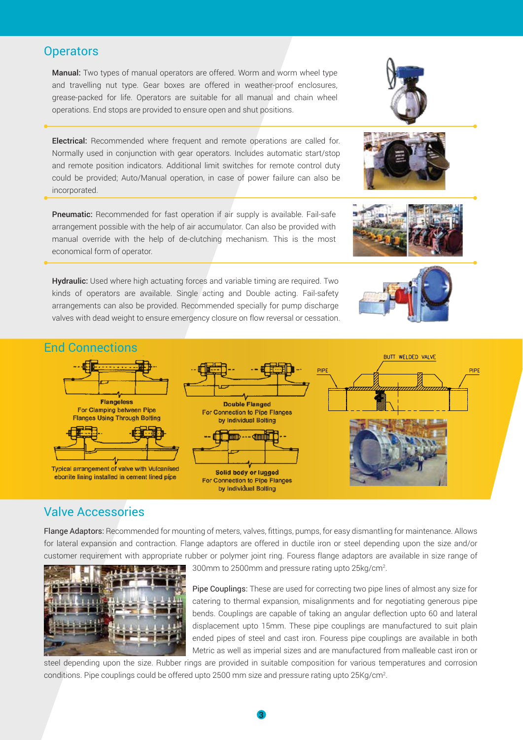## Operators

**Manual:** Two types of manual operators are offered. Worm and worm wheel type and travelling nut type. Gear boxes are offered in weather-proof enclosures, grease-packed for life. Operators are suitable for all manual and chain wheel operations. End stops are provided to ensure open and shut positions.

**Electrical:** Recommended where frequent and remote operations are called for. Normally used in conjunction with gear operators. Includes automatic start/stop and remote position indicators. Additional limit switches for remote control duty could be provided; Auto/Manual operation, in case of power failure can also be incorporated.

**Pneumatic:** Recommended for fast operation if air supply is available. Fail-safe arrangement possible with the help of air accumulator. Can also be provided with manual override with the help of de-clutching mechanism. This is the most economical form of operator.

**Hydraulic:** Used where high actuating forces and variable timing are required. Two kinds of operators are available. Single acting and Double acting. Fail-safety arrangements can also be provided. Recommended specially for pump discharge valves with dead weight to ensure emergency closure on flow reversal or cessation.

## End Connections

**Flangeless**
For Clamping between Pipe Flanges Using Through Bolting

**Double Flanged**
For Connection to Pipe Flanges by Individual Bolting

BUTT WELDED VALVE

PIPE

PIPE

Typical arrangement of valve with Vulcanised ebonite lining installed in cement lined pipe

**Solid body or lugged**
For Connection to Pipe Flanges by Individual Bolting

## Valve Accessories

Flange Adaptors: Recommended for mounting of meters, valves, fittings, pumps, for easy dismantling for maintenance. Allows for lateral expansion and contraction. Flange adaptors are offered in ductile iron or steel depending upon the size and/or customer requirement with appropriate rubber or polymer joint ring. Fouress flange adaptors are available in size range of 300mm to 2500mm and pressure rating upto 25kg/cm$^2$.

Pipe Couplings: These are used for correcting two pipe lines of almost any size for catering to thermal expansion, misalignments and for negotiating generous pipe bends. Couplings are capable of taking an angular deflection upto 60 and lateral displacement upto 15mm. These pipe couplings are manufactured to suit plain ended pipes of steel and cast iron. Fouress pipe couplings are available in both Metric as well as imperial sizes and are manufactured from malleable cast iron or steel depending upon the size. Rubber rings are provided in suitable composition for various temperatures and corrosion conditions. Pipe couplings could be offered upto 2500 mm size and pressure rating upto 25Kg/cm$^2$.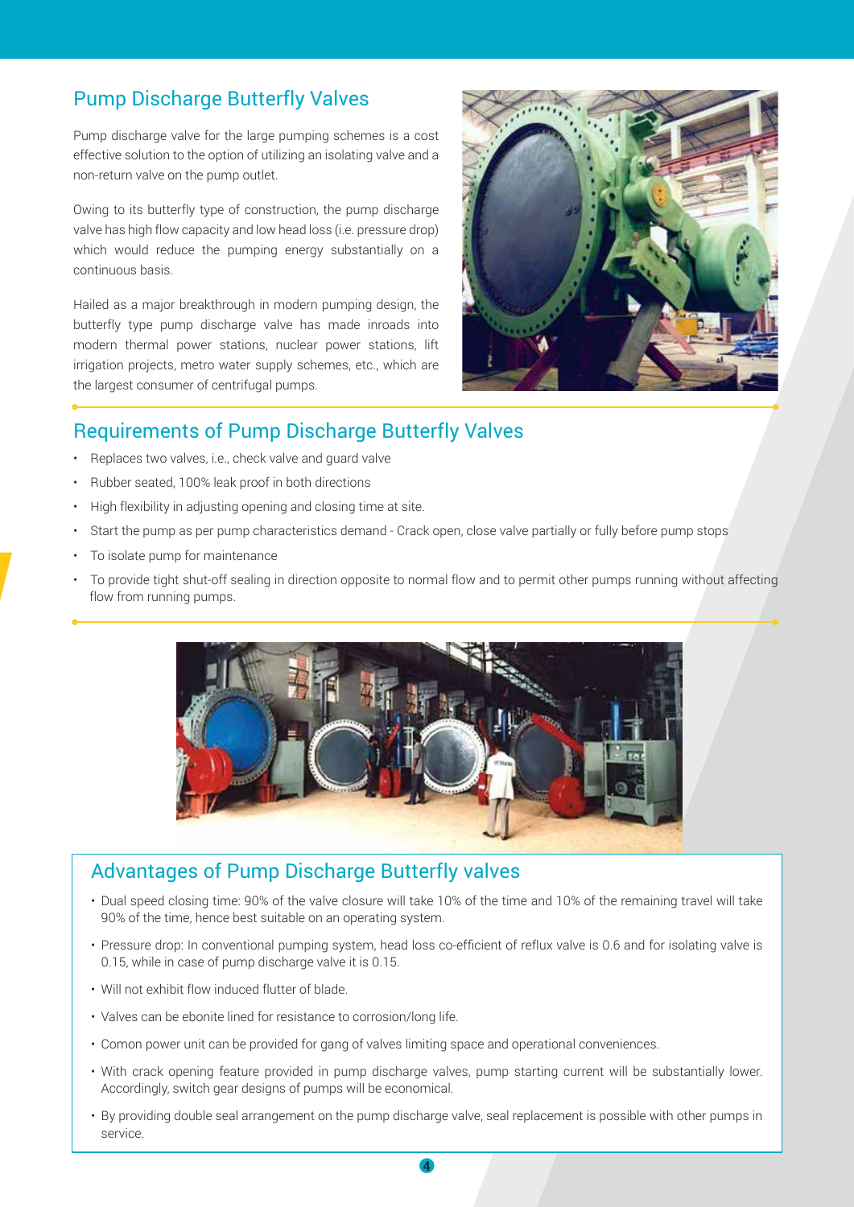## Pump Discharge Butterfly Valves

Pump discharge valve for the large pumping schemes is a cost effective solution to the option of utilizing an isolating valve and a non-return valve on the pump outlet.

Owing to its butterfly type of construction, the pump discharge valve has high flow capacity and low head loss (i.e. pressure drop) which would reduce the pumping energy substantially on a continuous basis.

Hailed as a major breakthrough in modern pumping design, the butterfly type pump discharge valve has made inroads into modern thermal power stations, nuclear power stations, lift irrigation projects, metro water supply schemes, etc., which are the largest consumer of centrifugal pumps.

## Requirements of Pump Discharge Butterfly Valves

- Replaces two valves, i.e., check valve and guard valve
- Rubber seated, 100% leak proof in both directions
- High flexibility in adjusting opening and closing time at site.
- Start the pump as per pump characteristics demand - Crack open, close valve partially or fully before pump stops
- To isolate pump for maintenance
- To provide tight shut-off sealing in direction opposite to normal flow and to permit other pumps running without affecting flow from running pumps.

## Advantages of Pump Discharge Butterfly valves

- Dual speed closing time: 90% of the valve closure will take 10% of the time and 10% of the remaining travel will take 90% of the time, hence best suitable on an operating system.
- Pressure drop: In conventional pumping system, head loss co-efficient of reflux valve is 0.6 and for isolating valve is 0.15, while in case of pump discharge valve it is 0.15.
- Will not exhibit flow induced flutter of blade.
- Valves can be ebonite lined for resistance to corrosion/long life.
- Comon power unit can be provided for gang of valves limiting space and operational conveniences.
- With crack opening feature provided in pump discharge valves, pump starting current will be substantially lower. Accordingly, switch gear designs of pumps will be economical.
- By providing double seal arrangement on the pump discharge valve, seal replacement is possible with other pumps in service.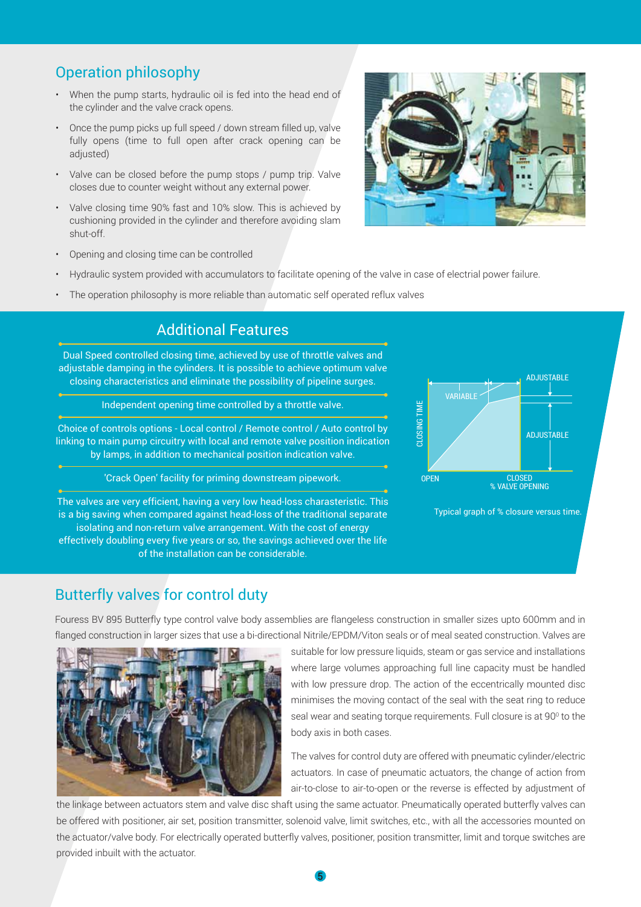## Operation philosophy

- When the pump starts, hydraulic oil is fed into the head end of the cylinder and the valve crack opens.
- Once the pump picks up full speed / down stream filled up, valve fully opens (time to full open after crack opening can be adjusted)
- Valve can be closed before the pump stops / pump trip. Valve closes due to counter weight without any external power.
- Valve closing time 90% fast and 10% slow. This is achieved by cushioning provided in the cylinder and therefore avoiding slam shut-off.
- Opening and closing time can be controlled
- Hydraulic system provided with accumulators to facilitate opening of the valve in case of electrial power failure.
- The operation philosophy is more reliable than automatic self operated reflux valves

## Additional Features

Dual Speed controlled closing time, achieved by use of throttle valves and adjustable damping in the cylinders. It is possible to achieve optimum valve closing characteristics and eliminate the possibility of pipeline surges.

Independent opening time controlled by a throttle valve.

Choice of controls options - Local control / Remote control / Auto control by linking to main pump circuitry with local and remote valve position indication by lamps, in addition to mechanical position indication valve.

'Crack Open' facility for priming downstream pipework.

The valves are very efficient, having a very low head-loss charasteristic. This is a big saving when compared against head-loss of the traditional separate isolating and non-return valve arrangement. With the cost of energy effectively doubling every five years or so, the savings achieved over the life of the installation can be considerable.

VARIABLE — ADJUSTABLE — ADJUSTABLE — CLOSING TIME — OPEN — CLOSED — % VALVE OPENING

Typical graph of % closure versus time.

## Butterfly valves for control duty

Fouress BV 895 Butterfly type control valve body assemblies are flangeless construction in smaller sizes upto 600mm and in flanged construction in larger sizes that use a bi-directional Nitrile/EPDM/Viton seals or of meal seated construction. Valves are suitable for low pressure liquids, steam or gas service and installations where large volumes approaching full line capacity must be handled with low pressure drop. The action of the eccentrically mounted disc minimises the moving contact of the seal with the seat ring to reduce seal wear and seating torque requirements. Full closure is at $90^0$ to the body axis in both cases.

The valves for control duty are offered with pneumatic cylinder/electric actuators. In case of pneumatic actuators, the change of action from air-to-close to air-to-open or the reverse is effected by adjustment of the linkage between actuators stem and valve disc shaft using the same actuator. Pneumatically operated butterfly valves can be offered with positioner, air set, position transmitter, solenoid valve, limit switches, etc., with all the accessories mounted on the actuator/valve body. For electrically operated butterfly valves, positioner, position transmitter, limit and torque switches are provided inbuilt with the actuator.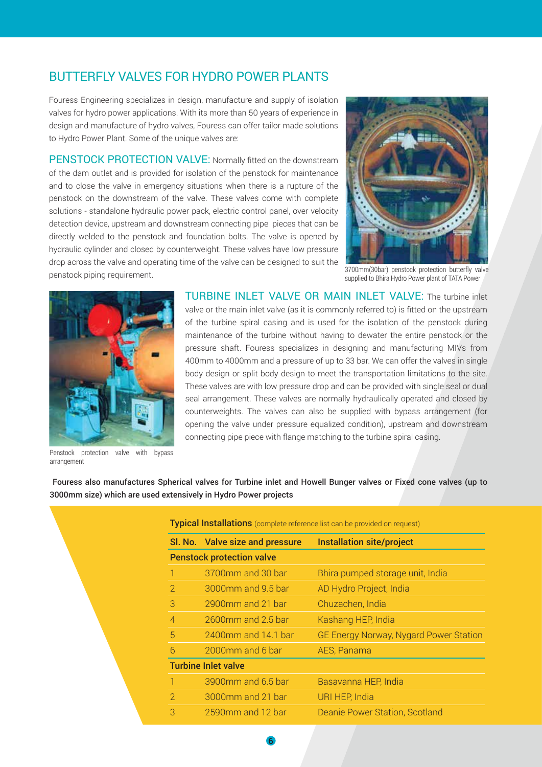# BUTTERFLY VALVES FOR HYDRO POWER PLANTS

Fouress Engineering specializes in design, manufacture and supply of isolation valves for hydro power applications. With its more than 50 years of experience in design and manufacture of hydro valves, Fouress can offer tailor made solutions to Hydro Power Plant. Some of the unique valves are:

**PENSTOCK PROTECTION VALVE:** Normally fitted on the downstream of the dam outlet and is provided for isolation of the penstock for maintenance and to close the valve in emergency situations when there is a rupture of the penstock on the downstream of the valve. These valves come with complete solutions - standalone hydraulic power pack, electric control panel, over velocity detection device, upstream and downstream connecting pipe pieces that can be directly welded to the penstock and foundation bolts. The valve is opened by hydraulic cylinder and closed by counterweight. These valves have low pressure drop across the valve and operating time of the valve can be designed to suit the penstock piping requirement.

3700mm(30bar) penstock protection butterfly valve supplied to Bhira Hydro Power plant of TATA Power

**TURBINE INLET VALVE OR MAIN INLET VALVE:** The turbine inlet valve or the main inlet valve (as it is commonly referred to) is fitted on the upstream of the turbine spiral casing and is used for the isolation of the penstock during maintenance of the turbine without having to dewater the entire penstock or the pressure shaft. Fouress specializes in designing and manufacturing MIVs from 400mm to 4000mm and a pressure of up to 33 bar. We can offer the valves in single body design or split body design to meet the transportation limitations to the site. These valves are with low pressure drop and can be provided with single seal or dual seal arrangement. These valves are normally hydraulically operated and closed by counterweights. The valves can also be supplied with bypass arrangement (for opening the valve under pressure equalized condition), upstream and downstream connecting pipe piece with flange matching to the turbine spiral casing.

Penstock protection valve with bypass arrangement

**Fouress also manufactures Spherical valves for Turbine inlet and Howell Bunger valves or Fixed cone valves (up to 3000mm size) which are used extensively in Hydro Power projects**

**Typical Installations** (complete reference list can be provided on request)

| Sl. No. | Valve size and pressure | Installation site/project |
|---|---|---|
| **Penstock protection valve** | | |
| 1 | 3700mm and 30 bar | Bhira pumped storage unit, India |
| 2 | 3000mm and 9.5 bar | AD Hydro Project, India |
| 3 | 2900mm and 21 bar | Chuzachen, India |
| 4 | 2600mm and 2.5 bar | Kashang HEP, India |
| 5 | 2400mm and 14.1 bar | GE Energy Norway, Nygard Power Station |
| 6 | 2000mm and 6 bar | AES, Panama |
| **Turbine Inlet valve** | | |
| 1 | 3900mm and 6.5 bar | Basavanna HEP, India |
| 2 | 3000mm and 21 bar | URI HEP, India |
| 3 | 2590mm and 12 bar | Deanie Power Station, Scotland |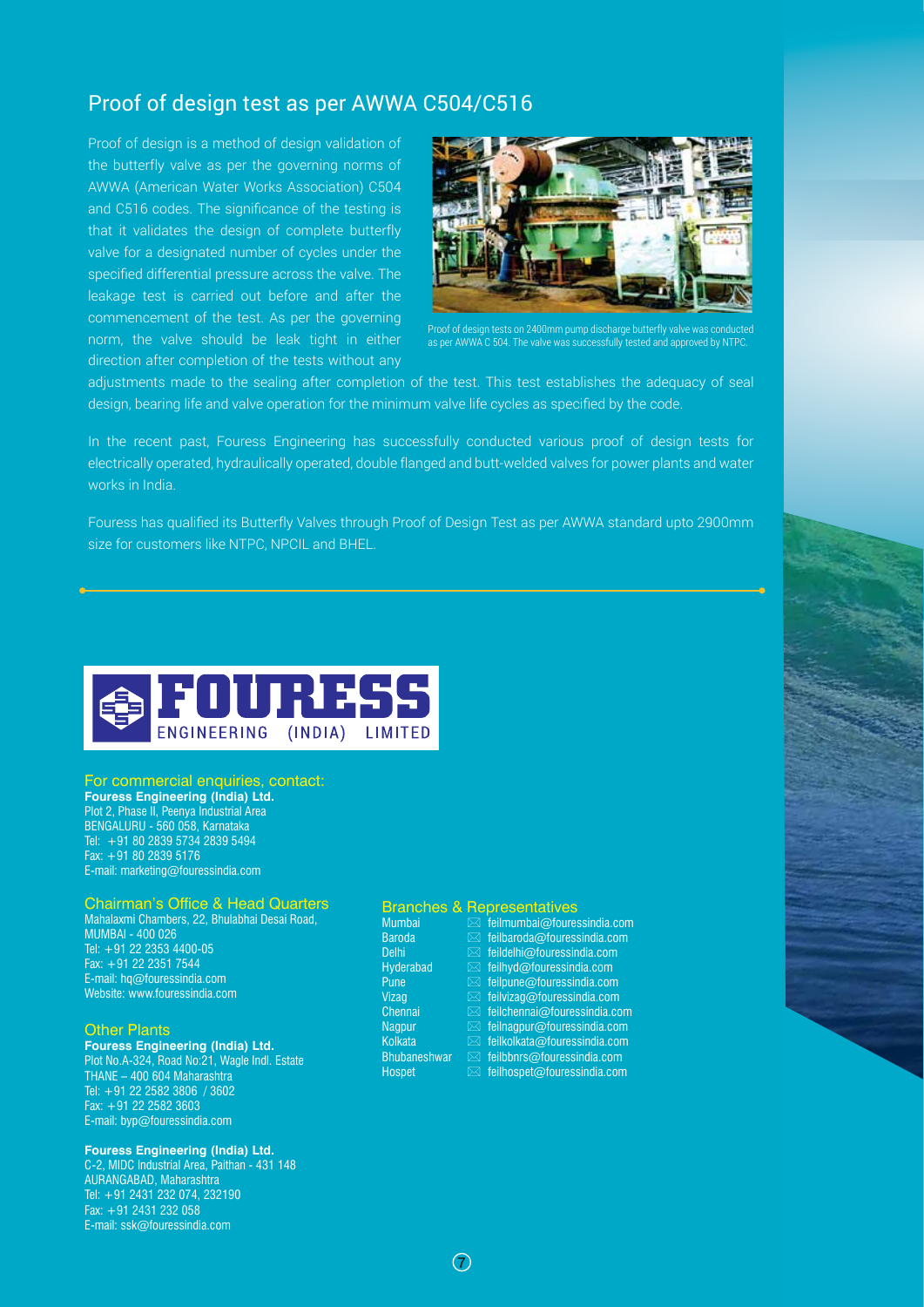## Proof of design test as per AWWA C504/C516

Proof of design is a method of design validation of the butterfly valve as per the governing norms of AWWA (American Water Works Association) C504 and C516 codes. The significance of the testing is that it validates the design of complete butterfly valve for a designated number of cycles under the specified differential pressure across the valve. The leakage test is carried out before and after the commencement of the test. As per the governing norm, the valve should be leak tight in either direction after completion of the tests without any adjustments made to the sealing after completion of the test. This test establishes the adequacy of seal design, bearing life and valve operation for the minimum valve life cycles as specified by the code.

Proof of design tests on 2400mm pump discharge butterfly valve was conducted as per AWWA C 504. The valve was successfully tested and approved by NTPC.

In the recent past, Fouress Engineering has successfully conducted various proof of design tests for electrically operated, hydraulically operated, double flanged and butt-welded valves for power plants and water works in India.

Fouress has qualified its Butterfly Valves through Proof of Design Test as per AWWA standard upto 2900mm size for customers like NTPC, NPCIL and BHEL.

FOURESS ENGINEERING (INDIA) LIMITED

### For commercial enquiries, contact:

**Fouress Engineering (India) Ltd.**
Plot 2, Phase II, Peenya Industrial Area
BENGALURU - 560 058, Karnataka
Tel: +91 80 2839 5734 2839 5494
Fax: +91 80 2839 5176
E-mail: marketing@fouressindia.com

### Chairman's Office & Head Quarters

Mahalaxmi Chambers, 22, Bhulabhai Desai Road,
MUMBAI - 400 026
Tel: +91 22 2353 4400-05
Fax: +91 22 2351 7544
E-mail: hq@fouressindia.com
Website: www.fouressindia.com

### Other Plants

**Fouress Engineering (India) Ltd.**
Plot No.A-324, Road No:21, Wagle Indl. Estate
THANE – 400 604 Maharashtra
Tel: +91 22 2582 3806 / 3602
Fax: +91 22 2582 3603
E-mail: byp@fouressindia.com

**Fouress Engineering (India) Ltd.**
C-2, MIDC Industrial Area, Paithan - 431 148
AURANGABAD, Maharashtra
Tel: +91 2431 232 074, 232190
Fax: +91 2431 232 058
E-mail: ssk@fouressindia.com

### Branches & Representatives

| | |
|---|---|
| Mumbai | feilmumbai@fouressindia.com |
| Baroda | feilbaroda@fouressindia.com |
| Delhi | feildelhi@fouressindia.com |
| Hyderabad | feilhyd@fouressindia.com |
| Pune | feilpune@fouressindia.com |
| Vizag | feilvizag@fouressindia.com |
| Chennai | feilchennai@fouressindia.com |
| Nagpur | feilnagpur@fouressindia.com |
| Kolkata | feilkolkata@fouressindia.com |
| Bhubaneshwar | feilbbnrs@fouressindia.com |
| Hospet | feilhospet@fouressindia.com |